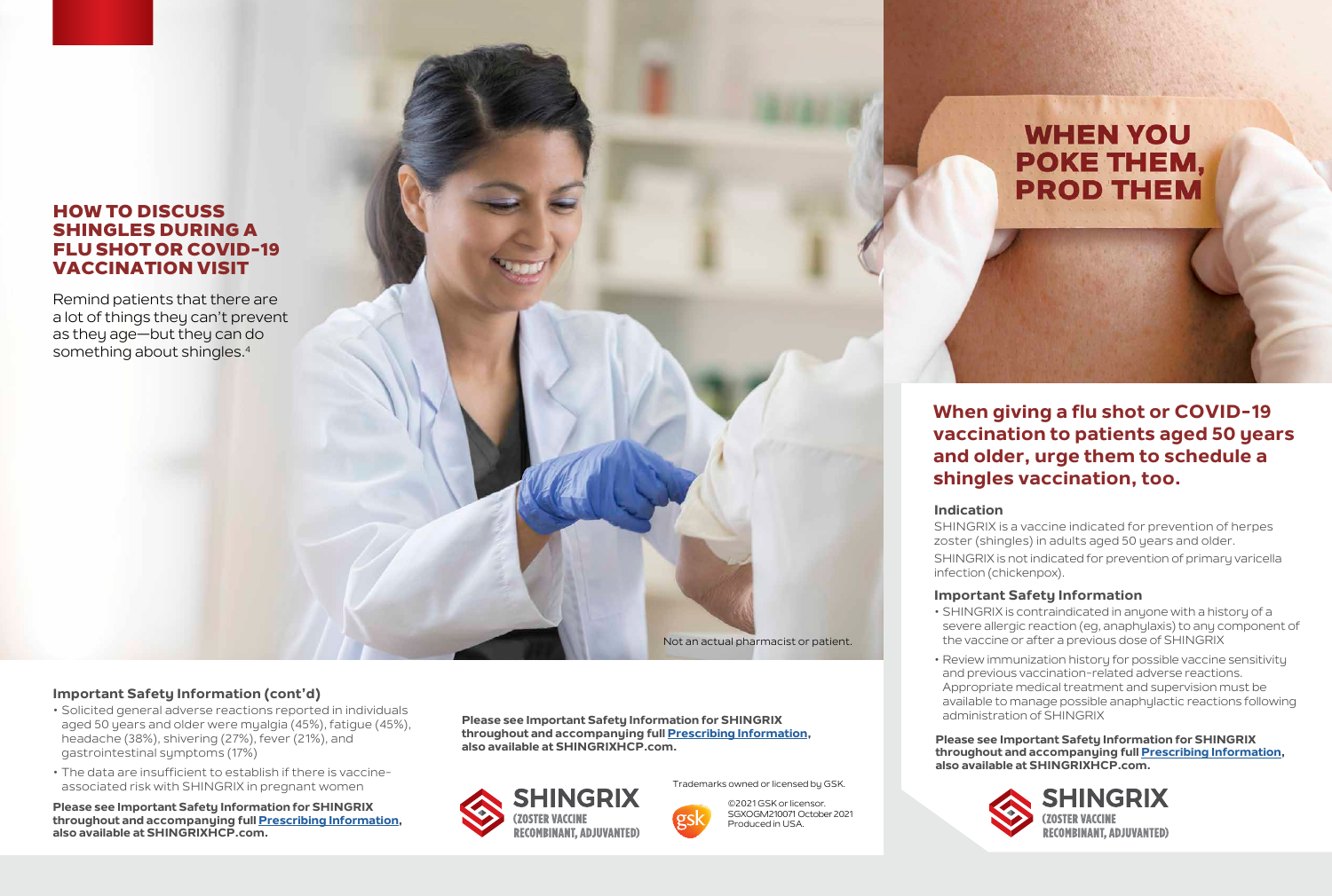## HOW TO DISCUSS SHINGLES DURING A FLU SHOT OR COVID-19 VACCINATION VISIT

Remind patients that there are a lot of things they can't prevent as they age—but they can do something about shingles.[4]

Not an actual pharmacist or patient.

### Important Safety Information (cont'd)

- Solicited general adverse reactions reported in individuals aged 50 years and older were myalgia (45%), fatigue (45%), headache (38%), shivering (27%), fever (21%), and gastrointestinal symptoms (17%)
- The data are insufficient to establish if there is vaccine-associated risk with SHINGRIX in pregnant women

**Please see Important Safety Information for SHINGRIX throughout and accompanying full Prescribing Information, also available at SHINGRIXHCP.com.**

**Please see Important Safety Information for SHINGRIX throughout and accompanying full Prescribing Information, also available at SHINGRIXHCP.com.**

SHINGRIX (ZOSTER VACCINE RECOMBINANT, ADJUVANTED)

Trademarks owned or licensed by GSK.

©2021 GSK or licensor.
SGXOGM210071 October 2021
Produced in USA.

## WHEN YOU POKE THEM, PROD THEM

## When giving a flu shot or COVID-19 vaccination to patients aged 50 years and older, urge them to schedule a shingles vaccination, too.

### Indication

SHINGRIX is a vaccine indicated for prevention of herpes zoster (shingles) in adults aged 50 years and older.

SHINGRIX is not indicated for prevention of primary varicella infection (chickenpox).

### Important Safety Information

- SHINGRIX is contraindicated in anyone with a history of a severe allergic reaction (eg, anaphylaxis) to any component of the vaccine or after a previous dose of SHINGRIX
- Review immunization history for possible vaccine sensitivity and previous vaccination-related adverse reactions. Appropriate medical treatment and supervision must be available to manage possible anaphylactic reactions following administration of SHINGRIX

**Please see Important Safety Information for SHINGRIX throughout and accompanying full Prescribing Information, also available at SHINGRIXHCP.com.**

SHINGRIX (ZOSTER VACCINE RECOMBINANT, ADJUVANTED)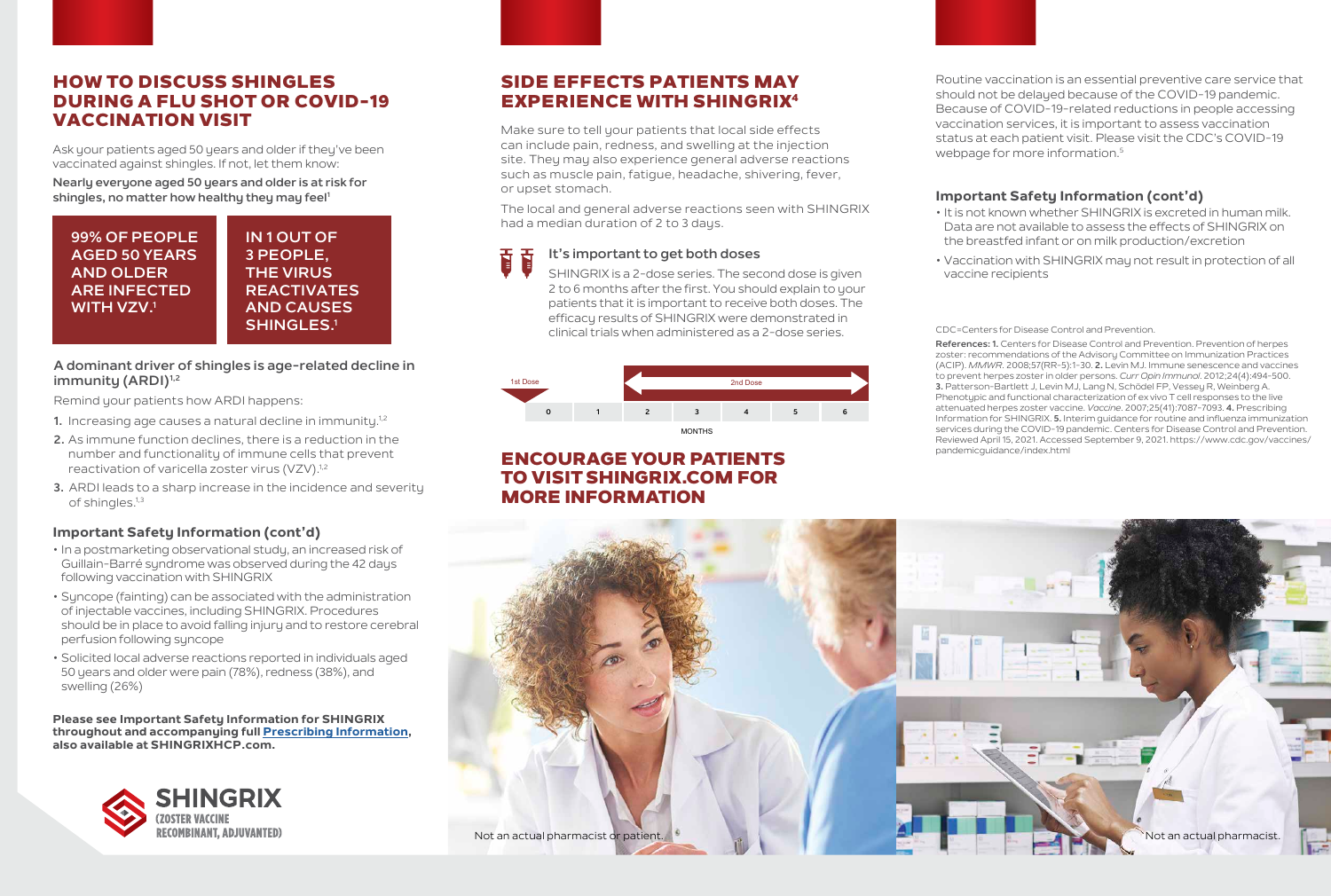## HOW TO DISCUSS SHINGLES DURING A FLU SHOT OR COVID-19 VACCINATION VISIT

Ask your patients aged 50 years and older if they've been vaccinated against shingles. If not, let them know:

**Nearly everyone aged 50 years and older is at risk for shingles, no matter how healthy they may feel[1]**

**99% OF PEOPLE AGED 50 YEARS AND OLDER ARE INFECTED WITH VZV.[1]**

**IN 1 OUT OF 3 PEOPLE, THE VIRUS REACTIVATES AND CAUSES SHINGLES.[1]**

### A dominant driver of shingles is age-related decline in immunity (ARDI)[1,2]

Remind your patients how ARDI happens:

1. Increasing age causes a natural decline in immunity.[1,2]
2. As immune function declines, there is a reduction in the number and functionality of immune cells that prevent reactivation of varicella zoster virus (VZV).[1,2]
3. ARDI leads to a sharp increase in the incidence and severity of shingles.[1,3]

### Important Safety Information (cont'd)

- In a postmarketing observational study, an increased risk of Guillain-Barré syndrome was observed during the 42 days following vaccination with SHINGRIX
- Syncope (fainting) can be associated with the administration of injectable vaccines, including SHINGRIX. Procedures should be in place to avoid falling injury and to restore cerebral perfusion following syncope
- Solicited local adverse reactions reported in individuals aged 50 years and older were pain (78%), redness (38%), and swelling (26%)

**Please see Important Safety Information for SHINGRIX throughout and accompanying full Prescribing Information, also available at SHINGRIXHCP.com.**

SHINGRIX (ZOSTER VACCINE RECOMBINANT, ADJUVANTED)

## SIDE EFFECTS PATIENTS MAY EXPERIENCE WITH SHINGRIX[4]

Make sure to tell your patients that local side effects can include pain, redness, and swelling at the injection site. They may also experience general adverse reactions such as muscle pain, fatigue, headache, shivering, fever, or upset stomach.

The local and general adverse reactions seen with SHINGRIX had a median duration of 2 to 3 days.

### It's important to get both doses

SHINGRIX is a 2-dose series. The second dose is given 2 to 6 months after the first. You should explain to your patients that it is important to receive both doses. The efficacy results of SHINGRIX were demonstrated in clinical trials when administered as a 2-dose series.

1st Dose

2nd Dose

0 1 2 3 4 5 6

MONTHS

## ENCOURAGE YOUR PATIENTS TO VISIT SHINGRIX.COM FOR MORE INFORMATION

Not an actual pharmacist or patient.

Routine vaccination is an essential preventive care service that should not be delayed because of the COVID-19 pandemic. Because of COVID-19-related reductions in people accessing vaccination services, it is important to assess vaccination status at each patient visit. Please visit the CDC's COVID-19 webpage for more information.[5]

### Important Safety Information (cont'd)

- It is not known whether SHINGRIX is excreted in human milk. Data are not available to assess the effects of SHINGRIX on the breastfed infant or on milk production/excretion
- Vaccination with SHINGRIX may not result in protection of all vaccine recipients

CDC=Centers for Disease Control and Prevention.

**References: 1.** Centers for Disease Control and Prevention. Prevention of herpes zoster: recommendations of the Advisory Committee on Immunization Practices (ACIP). *MMWR*. 2008;57(RR-5):1-30. **2.** Levin MJ. Immune senescence and vaccines to prevent herpes zoster in older persons. *Curr Opin Immunol*. 2012;24(4):494-500. **3.** Patterson-Bartlett J, Levin MJ, Lang N, Schödel FP, Vessey R, Weinberg A. Phenotypic and functional characterization of ex vivo T cell responses to the live attenuated herpes zoster vaccine. *Vaccine*. 2007;25(41):7087-7093. **4.** Prescribing Information for SHINGRIX. **5.** Interim guidance for routine and influenza immunization services during the COVID-19 pandemic. Centers for Disease Control and Prevention. Reviewed April 15, 2021. Accessed September 9, 2021. https://www.cdc.gov/vaccines/pandemicguidance/index.html

Not an actual pharmacist.